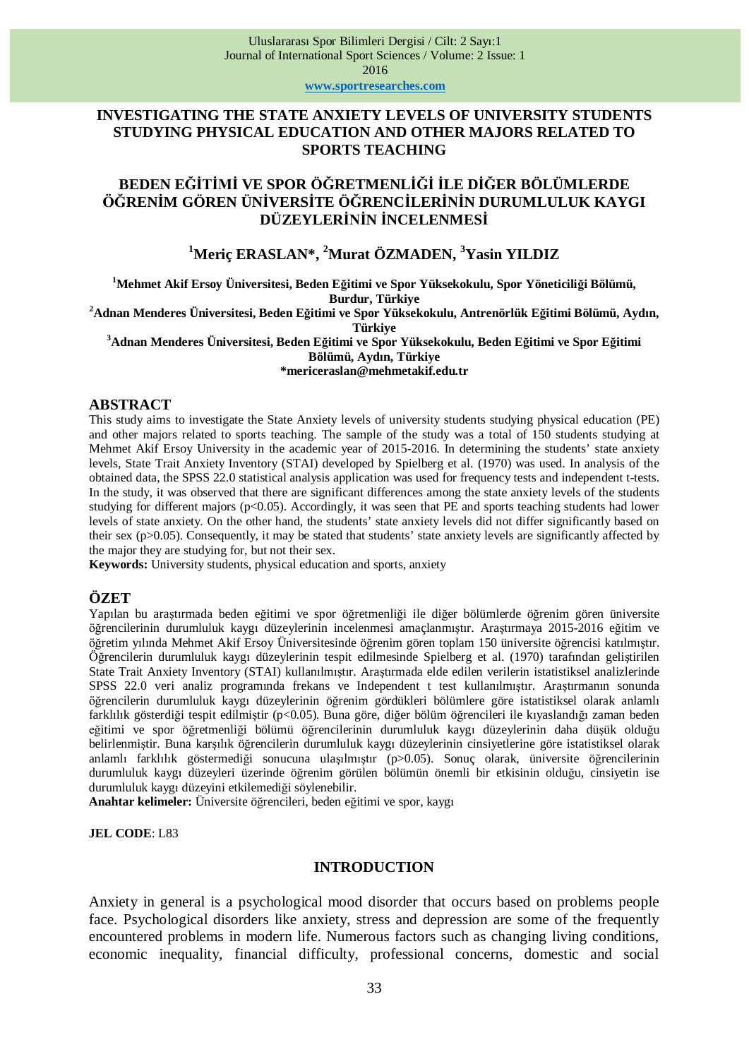# INVESTIGATING THE STATE ANXIETY LEVELS OF UNIVERSITY STUDENTS STUDYING PHYSICAL EDUCATION AND OTHER MAJORS RELATED TO SPORTS TEACHING

# BEDEN EĞİTİMİ VE SPOR ÖĞRETMENLİĞİ İLE DİĞER BÖLÜMLERDE ÖĞRENİM GÖREN ÜNİVERSİTE ÖĞRENCİLERİNİN DURUMLULUK KAYGI DÜZEYLERİNİN İNCELENMESİ

**[1]Meriç ERASLAN\*, [2]Murat ÖZMADEN, [3]Yasin YILDIZ**

**[1]Mehmet Akif Ersoy Üniversitesi, Beden Eğitimi ve Spor Yüksekokulu, Spor Yöneticiliği Bölümü, Burdur, Türkiye**
**[2]Adnan Menderes Üniversitesi, Beden Eğitimi ve Spor Yüksekokulu, Antrenörlük Eğitimi Bölümü, Aydın, Türkiye**
**[3]Adnan Menderes Üniversitesi, Beden Eğitimi ve Spor Yüksekokulu, Beden Eğitimi ve Spor Eğitimi Bölümü, Aydın, Türkiye**
**\*mericeraslan@mehmetakif.edu.tr**

## ABSTRACT

This study aims to investigate the State Anxiety levels of university students studying physical education (PE) and other majors related to sports teaching. The sample of the study was a total of 150 students studying at Mehmet Akif Ersoy University in the academic year of 2015-2016. In determining the students' state anxiety levels, State Trait Anxiety Inventory (STAI) developed by Spielberg et al. (1970) was used. In analysis of the obtained data, the SPSS 22.0 statistical analysis application was used for frequency tests and independent t-tests. In the study, it was observed that there are significant differences among the state anxiety levels of the students studying for different majors ($p<0.05$). Accordingly, it was seen that PE and sports teaching students had lower levels of state anxiety. On the other hand, the students' state anxiety levels did not differ significantly based on their sex ($p>0.05$). Consequently, it may be stated that students' state anxiety levels are significantly affected by the major they are studying for, but not their sex.

**Keywords:** University students, physical education and sports, anxiety

## ÖZET

Yapılan bu araştırmada beden eğitimi ve spor öğretmenliği ile diğer bölümlerde öğrenim gören üniversite öğrencilerinin durumluluk kaygı düzeylerinin incelenmesi amaçlanmıştır. Araştırmaya 2015-2016 eğitim ve öğretim yılında Mehmet Akif Ersoy Üniversitesinde öğrenim gören toplam 150 üniversite öğrencisi katılmıştır. Öğrencilerin durumluluk kaygı düzeylerinin tespit edilmesinde Spielberg et al. (1970) tarafından geliştirilen State Trait Anxiety Inventory (STAI) kullanılmıştır. Araştırmada elde edilen verilerin istatistiksel analizlerinde SPSS 22.0 veri analiz programında frekans ve Independent t test kullanılmıştır. Araştırmanın sonunda öğrencilerin durumluluk kaygı düzeylerinin öğrenim gördükleri bölümlere göre istatistiksel olarak anlamlı farklılık gösterdiği tespit edilmiştir ($p<0.05$). Buna göre, diğer bölüm öğrencileri ile kıyaslandığı zaman beden eğitimi ve spor öğretmenliği bölümü öğrencilerinin durumluluk kaygı düzeylerinin daha düşük olduğu belirlenmiştir. Buna karşılık öğrencilerin durumluluk kaygı düzeylerinin cinsiyetlerine göre istatistiksel olarak anlamlı farklılık göstermediği sonucuna ulaşılmıştır ($p>0.05$). Sonuç olarak, üniversite öğrencilerinin durumluluk kaygı düzeyleri üzerinde öğrenim görülen bölümün önemli bir etkisinin olduğu, cinsiyetin ise durumluluk kaygı düzeyini etkilemediği söylenebilir.

**Anahtar kelimeler:** Üniversite öğrencileri, beden eğitimi ve spor, kaygı

**JEL CODE**: L83

## INTRODUCTION

Anxiety in general is a psychological mood disorder that occurs based on problems people face. Psychological disorders like anxiety, stress and depression are some of the frequently encountered problems in modern life. Numerous factors such as changing living conditions, economic inequality, financial difficulty, professional concerns, domestic and social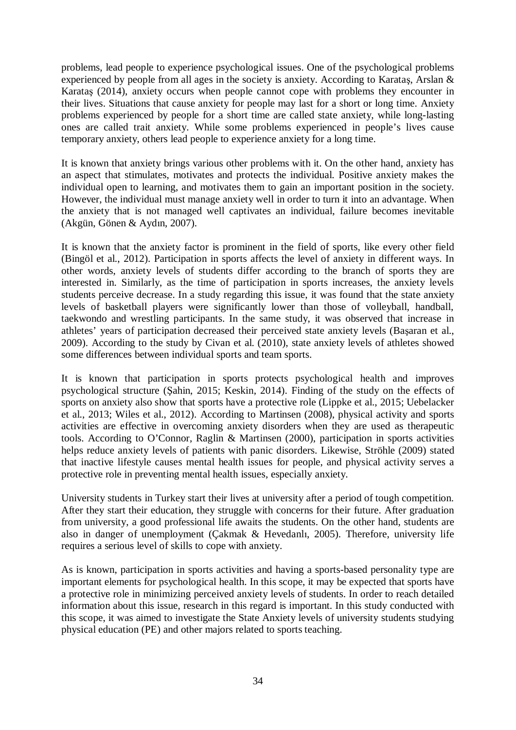problems, lead people to experience psychological issues. One of the psychological problems experienced by people from all ages in the society is anxiety. According to Karataş, Arslan & Karataş (2014), anxiety occurs when people cannot cope with problems they encounter in their lives. Situations that cause anxiety for people may last for a short or long time. Anxiety problems experienced by people for a short time are called state anxiety, while long-lasting ones are called trait anxiety. While some problems experienced in people's lives cause temporary anxiety, others lead people to experience anxiety for a long time.

It is known that anxiety brings various other problems with it. On the other hand, anxiety has an aspect that stimulates, motivates and protects the individual. Positive anxiety makes the individual open to learning, and motivates them to gain an important position in the society. However, the individual must manage anxiety well in order to turn it into an advantage. When the anxiety that is not managed well captivates an individual, failure becomes inevitable (Akgün, Gönen & Aydın, 2007).

It is known that the anxiety factor is prominent in the field of sports, like every other field (Bingöl et al., 2012). Participation in sports affects the level of anxiety in different ways. In other words, anxiety levels of students differ according to the branch of sports they are interested in. Similarly, as the time of participation in sports increases, the anxiety levels students perceive decrease. In a study regarding this issue, it was found that the state anxiety levels of basketball players were significantly lower than those of volleyball, handball, taekwondo and wrestling participants. In the same study, it was observed that increase in athletes' years of participation decreased their perceived state anxiety levels (Başaran et al., 2009). According to the study by Civan et al. (2010), state anxiety levels of athletes showed some differences between individual sports and team sports.

It is known that participation in sports protects psychological health and improves psychological structure (Şahin, 2015; Keskin, 2014). Finding of the study on the effects of sports on anxiety also show that sports have a protective role (Lippke et al., 2015; Uebelacker et al., 2013; Wiles et al., 2012). According to Martinsen (2008), physical activity and sports activities are effective in overcoming anxiety disorders when they are used as therapeutic tools. According to O'Connor, Raglin & Martinsen (2000), participation in sports activities helps reduce anxiety levels of patients with panic disorders. Likewise, Ströhle (2009) stated that inactive lifestyle causes mental health issues for people, and physical activity serves a protective role in preventing mental health issues, especially anxiety.

University students in Turkey start their lives at university after a period of tough competition. After they start their education, they struggle with concerns for their future. After graduation from university, a good professional life awaits the students. On the other hand, students are also in danger of unemployment (Çakmak & Hevedanlı, 2005). Therefore, university life requires a serious level of skills to cope with anxiety.

As is known, participation in sports activities and having a sports-based personality type are important elements for psychological health. In this scope, it may be expected that sports have a protective role in minimizing perceived anxiety levels of students. In order to reach detailed information about this issue, research in this regard is important. In this study conducted with this scope, it was aimed to investigate the State Anxiety levels of university students studying physical education (PE) and other majors related to sports teaching.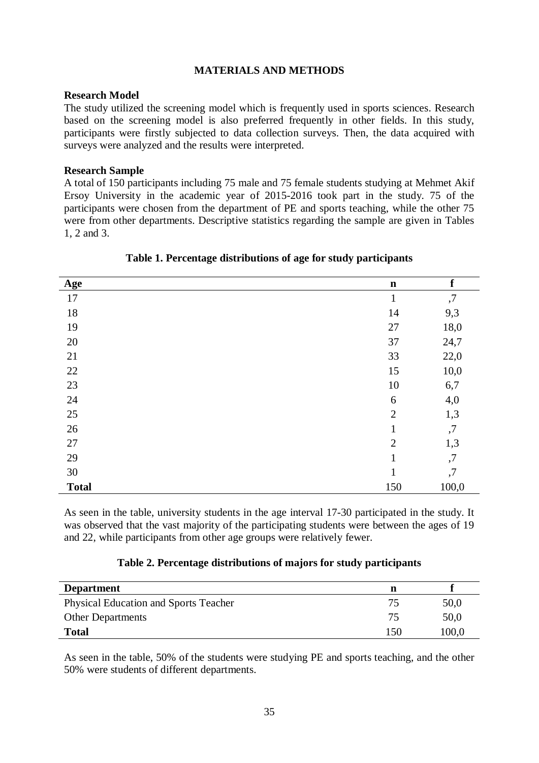## MATERIALS AND METHODS

**Research Model**

The study utilized the screening model which is frequently used in sports sciences. Research based on the screening model is also preferred frequently in other fields. In this study, participants were firstly subjected to data collection surveys. Then, the data acquired with surveys were analyzed and the results were interpreted.

**Research Sample**

A total of 150 participants including 75 male and 75 female students studying at Mehmet Akif Ersoy University in the academic year of 2015-2016 took part in the study. 75 of the participants were chosen from the department of PE and sports teaching, while the other 75 were from other departments. Descriptive statistics regarding the sample are given in Tables 1, 2 and 3.

**Table 1. Percentage distributions of age for study participants**

| Age | n | f |
|---|---|---|
| 17 | 1 | ,7 |
| 18 | 14 | 9,3 |
| 19 | 27 | 18,0 |
| 20 | 37 | 24,7 |
| 21 | 33 | 22,0 |
| 22 | 15 | 10,0 |
| 23 | 10 | 6,7 |
| 24 | 6 | 4,0 |
| 25 | 2 | 1,3 |
| 26 | 1 | ,7 |
| 27 | 2 | 1,3 |
| 29 | 1 | ,7 |
| 30 | 1 | ,7 |
| **Total** | 150 | 100,0 |

As seen in the table, university students in the age interval 17-30 participated in the study. It was observed that the vast majority of the participating students were between the ages of 19 and 22, while participants from other age groups were relatively fewer.

**Table 2. Percentage distributions of majors for study participants**

| Department | n | f |
|---|---|---|
| Physical Education and Sports Teacher | 75 | 50,0 |
| Other Departments | 75 | 50,0 |
| **Total** | 150 | 100,0 |

As seen in the table, 50% of the students were studying PE and sports teaching, and the other 50% were students of different departments.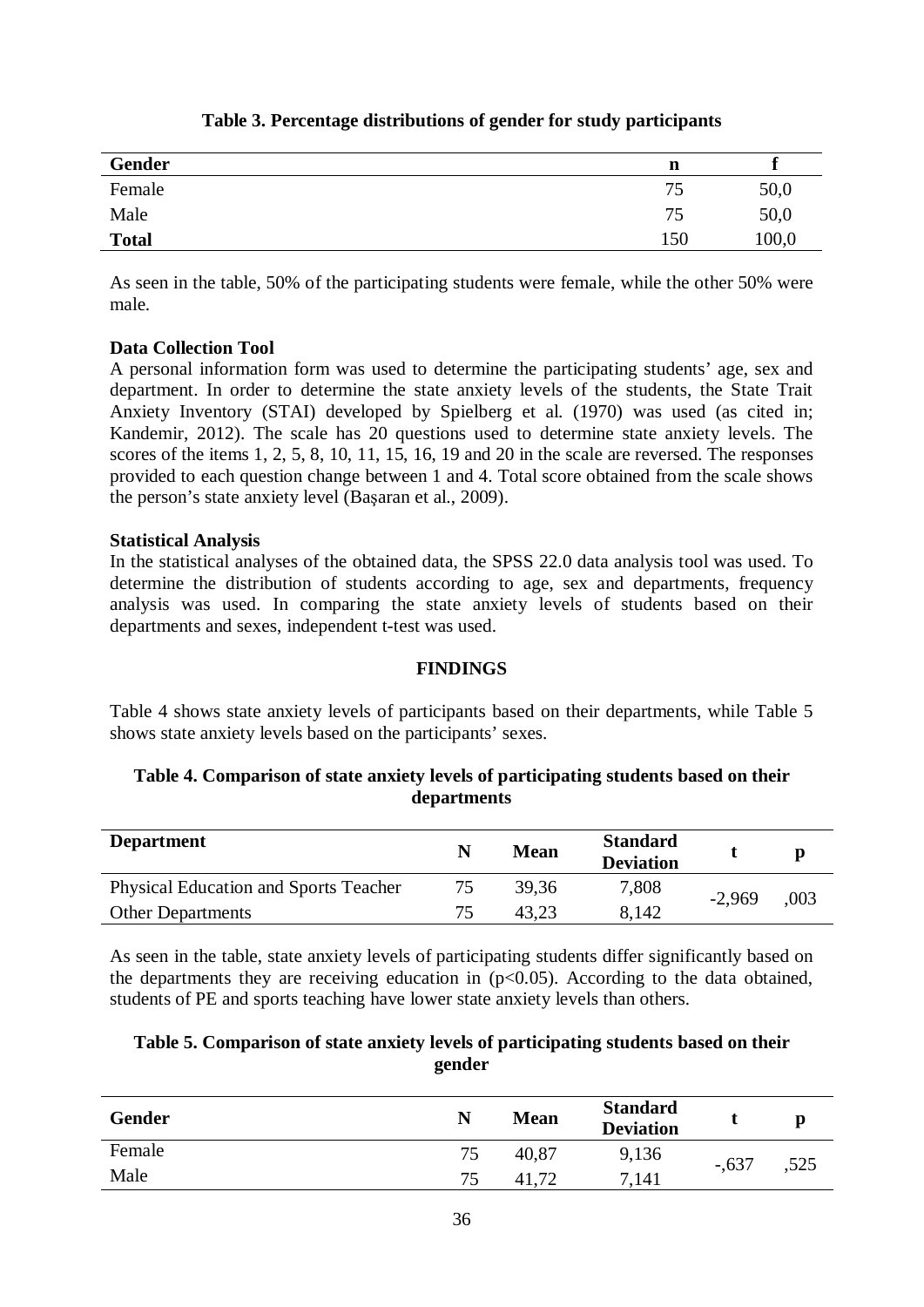**Table 3. Percentage distributions of gender for study participants**

| Gender | n | f |
|---|---|---|
| Female | 75 | 50,0 |
| Male | 75 | 50,0 |
| **Total** | 150 | 100,0 |

As seen in the table, 50% of the participating students were female, while the other 50% were male.

**Data Collection Tool**

A personal information form was used to determine the participating students' age, sex and department. In order to determine the state anxiety levels of the students, the State Trait Anxiety Inventory (STAI) developed by Spielberg et al. (1970) was used (as cited in; Kandemir, 2012). The scale has 20 questions used to determine state anxiety levels. The scores of the items 1, 2, 5, 8, 10, 11, 15, 16, 19 and 20 in the scale are reversed. The responses provided to each question change between 1 and 4. Total score obtained from the scale shows the person's state anxiety level (Başaran et al., 2009).

**Statistical Analysis**

In the statistical analyses of the obtained data, the SPSS 22.0 data analysis tool was used. To determine the distribution of students according to age, sex and departments, frequency analysis was used. In comparing the state anxiety levels of students based on their departments and sexes, independent t-test was used.

## FINDINGS

Table 4 shows state anxiety levels of participants based on their departments, while Table 5 shows state anxiety levels based on the participants' sexes.

**Table 4. Comparison of state anxiety levels of participating students based on their departments**

| Department | N | Mean | Standard Deviation | t | p |
|---|---|---|---|---|---|
| Physical Education and Sports Teacher | 75 | 39,36 | 7,808 | -2,969 | ,003 |
| Other Departments | 75 | 43,23 | 8,142 | | |

As seen in the table, state anxiety levels of participating students differ significantly based on the departments they are receiving education in ($p<0.05$). According to the data obtained, students of PE and sports teaching have lower state anxiety levels than others.

**Table 5. Comparison of state anxiety levels of participating students based on their gender**

| Gender | N | Mean | Standard Deviation | t | p |
|---|---|---|---|---|---|
| Female | 75 | 40,87 | 9,136 | -,637 | ,525 |
| Male | 75 | 41,72 | 7,141 | | |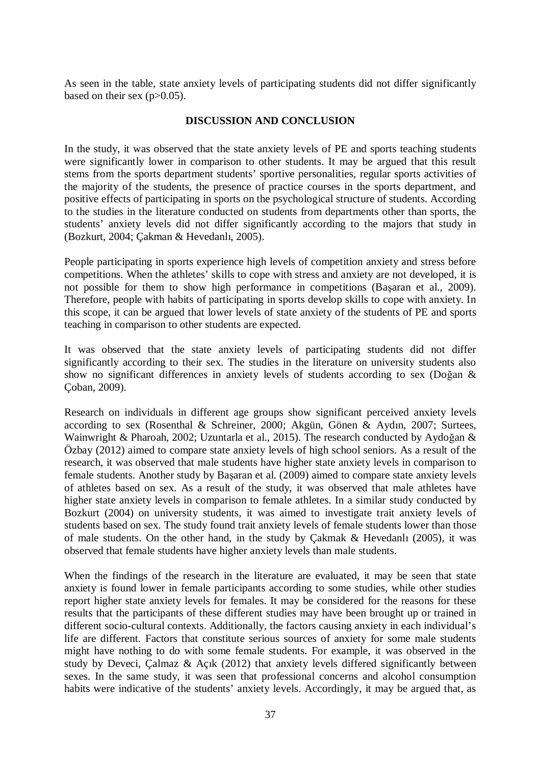As seen in the table, state anxiety levels of participating students did not differ significantly based on their sex ($p>0.05$).

## DISCUSSION AND CONCLUSION

In the study, it was observed that the state anxiety levels of PE and sports teaching students were significantly lower in comparison to other students. It may be argued that this result stems from the sports department students' sportive personalities, regular sports activities of the majority of the students, the presence of practice courses in the sports department, and positive effects of participating in sports on the psychological structure of students. According to the studies in the literature conducted on students from departments other than sports, the students' anxiety levels did not differ significantly according to the majors that study in (Bozkurt, 2004; Çakman & Hevedanlı, 2005).

People participating in sports experience high levels of competition anxiety and stress before competitions. When the athletes' skills to cope with stress and anxiety are not developed, it is not possible for them to show high performance in competitions (Başaran et al., 2009). Therefore, people with habits of participating in sports develop skills to cope with anxiety. In this scope, it can be argued that lower levels of state anxiety of the students of PE and sports teaching in comparison to other students are expected.

It was observed that the state anxiety levels of participating students did not differ significantly according to their sex. The studies in the literature on university students also show no significant differences in anxiety levels of students according to sex (Doğan & Çoban, 2009).

Research on individuals in different age groups show significant perceived anxiety levels according to sex (Rosenthal & Schreiner, 2000; Akgün, Gönen & Aydın, 2007; Surtees, Wainwright & Pharoah, 2002; Uzuntarla et al., 2015). The research conducted by Aydoğan & Özbay (2012) aimed to compare state anxiety levels of high school seniors. As a result of the research, it was observed that male students have higher state anxiety levels in comparison to female students. Another study by Başaran et al. (2009) aimed to compare state anxiety levels of athletes based on sex. As a result of the study, it was observed that male athletes have higher state anxiety levels in comparison to female athletes. In a similar study conducted by Bozkurt (2004) on university students, it was aimed to investigate trait anxiety levels of students based on sex. The study found trait anxiety levels of female students lower than those of male students. On the other hand, in the study by Çakmak & Hevedanlı (2005), it was observed that female students have higher anxiety levels than male students.

When the findings of the research in the literature are evaluated, it may be seen that state anxiety is found lower in female participants according to some studies, while other studies report higher state anxiety levels for females. It may be considered for the reasons for these results that the participants of these different studies may have been brought up or trained in different socio-cultural contexts. Additionally, the factors causing anxiety in each individual's life are different. Factors that constitute serious sources of anxiety for some male students might have nothing to do with some female students. For example, it was observed in the study by Deveci, Çalmaz & Açık (2012) that anxiety levels differed significantly between sexes. In the same study, it was seen that professional concerns and alcohol consumption habits were indicative of the students' anxiety levels. Accordingly, it may be argued that, as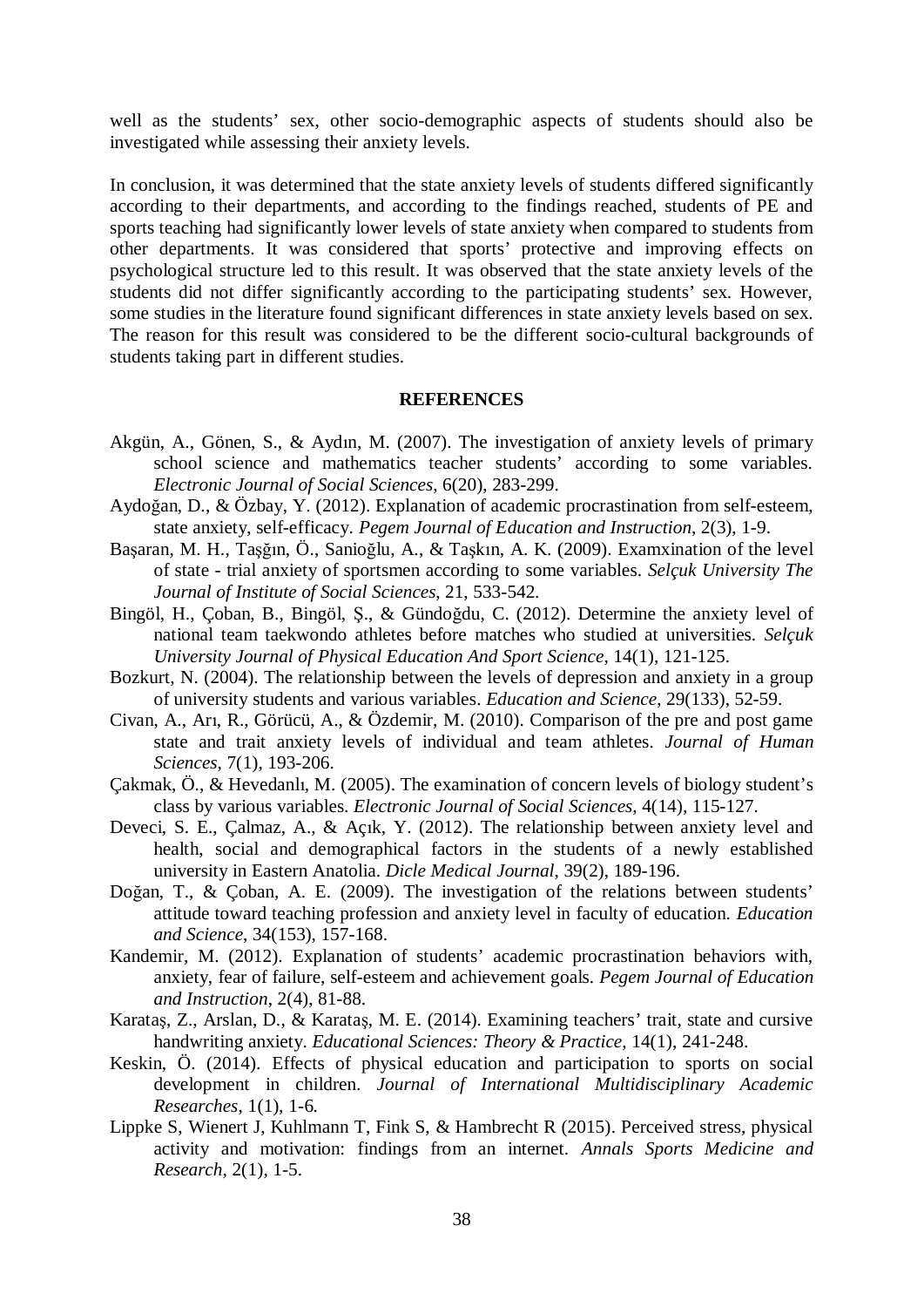well as the students' sex, other socio-demographic aspects of students should also be investigated while assessing their anxiety levels.

In conclusion, it was determined that the state anxiety levels of students differed significantly according to their departments, and according to the findings reached, students of PE and sports teaching had significantly lower levels of state anxiety when compared to students from other departments. It was considered that sports' protective and improving effects on psychological structure led to this result. It was observed that the state anxiety levels of the students did not differ significantly according to the participating students' sex. However, some studies in the literature found significant differences in state anxiety levels based on sex. The reason for this result was considered to be the different socio-cultural backgrounds of students taking part in different studies.

## REFERENCES

Akgün, A., Gönen, S., & Aydın, M. (2007). The investigation of anxiety levels of primary school science and mathematics teacher students' according to some variables. *Electronic Journal of Social Sciences*, 6(20), 283-299.

Aydoğan, D., & Özbay, Y. (2012). Explanation of academic procrastination from self-esteem, state anxiety, self-efficacy. *Pegem Journal of Education and Instruction*, 2(3), 1-9.

Başaran, M. H., Taşğın, Ö., Sanioğlu, A., & Taşkın, A. K. (2009). Examxination of the level of state - trial anxiety of sportsmen according to some variables. *Selçuk University The Journal of Institute of Social Sciences*, 21, 533-542.

Bingöl, H., Çoban, B., Bingöl, Ş., & Gündoğdu, C. (2012). Determine the anxiety level of national team taekwondo athletes before matches who studied at universities. *Selçuk University Journal of Physical Education And Sport Science*, 14(1), 121-125.

Bozkurt, N. (2004). The relationship between the levels of depression and anxiety in a group of university students and various variables. *Education and Science*, 29(133), 52-59.

Civan, A., Arı, R., Görücü, A., & Özdemir, M. (2010). Comparison of the pre and post game state and trait anxiety levels of individual and team athletes. *Journal of Human Sciences*, 7(1), 193-206.

Çakmak, Ö., & Hevedanlı, M. (2005). The examination of concern levels of biology student's class by various variables. *Electronic Journal of Social Sciences*, 4(14), 115-127.

Deveci, S. E., Çalmaz, A., & Açık, Y. (2012). The relationship between anxiety level and health, social and demographical factors in the students of a newly established university in Eastern Anatolia. *Dicle Medical Journal*, 39(2), 189-196.

Doğan, T., & Çoban, A. E. (2009). The investigation of the relations between students' attitude toward teaching profession and anxiety level in faculty of education. *Education and Science*, 34(153), 157-168.

Kandemir, M. (2012). Explanation of students' academic procrastination behaviors with, anxiety, fear of failure, self-esteem and achievement goals. *Pegem Journal of Education and Instruction*, 2(4), 81-88.

Karataş, Z., Arslan, D., & Karataş, M. E. (2014). Examining teachers' trait, state and cursive handwriting anxiety. *Educational Sciences: Theory & Practice*, 14(1), 241-248.

Keskin, Ö. (2014). Effects of physical education and participation to sports on social development in children. *Journal of International Multidisciplinary Academic Researches*, 1(1), 1-6.

Lippke S, Wienert J, Kuhlmann T, Fink S, & Hambrecht R (2015). Perceived stress, physical activity and motivation: findings from an internet. *Annals Sports Medicine and Research*, 2(1), 1-5.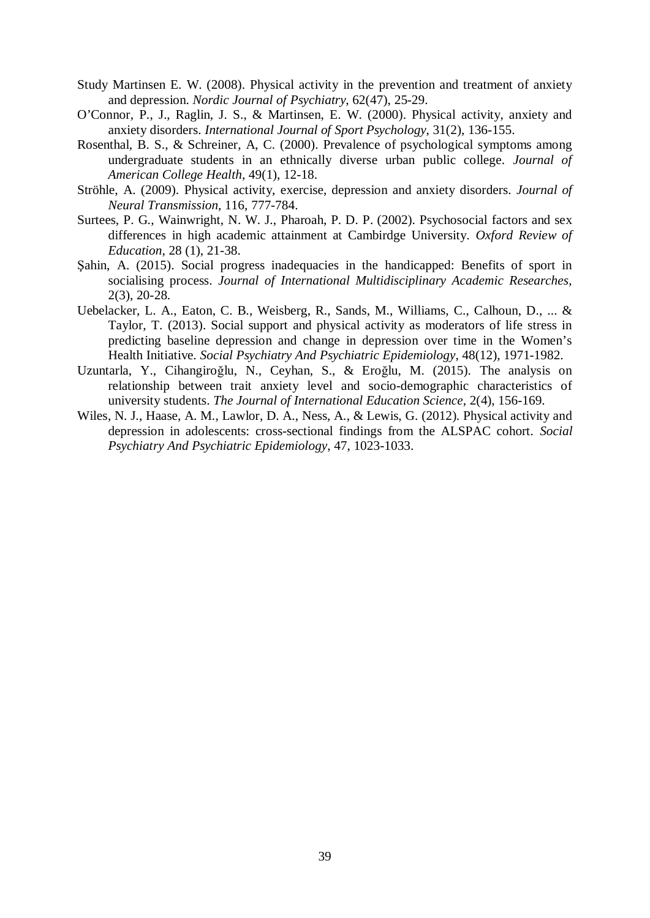Study Martinsen E. W. (2008). Physical activity in the prevention and treatment of anxiety and depression. *Nordic Journal of Psychiatry*, 62(47), 25-29.

O'Connor, P., J., Raglin, J. S., & Martinsen, E. W. (2000). Physical activity, anxiety and anxiety disorders. *International Journal of Sport Psychology*, 31(2), 136-155.

Rosenthal, B. S., & Schreiner, A, C. (2000). Prevalence of psychological symptoms among undergraduate students in an ethnically diverse urban public college. *Journal of American College Health*, 49(1), 12-18.

Ströhle, A. (2009). Physical activity, exercise, depression and anxiety disorders. *Journal of Neural Transmission*, 116, 777-784.

Surtees, P. G., Wainwright, N. W. J., Pharoah, P. D. P. (2002). Psychosocial factors and sex differences in high academic attainment at Cambirdge University. *Oxford Review of Education*, 28 (1), 21-38.

Şahin, A. (2015). Social progress inadequacies in the handicapped: Benefits of sport in socialising process. *Journal of International Multidisciplinary Academic Researches*, 2(3), 20-28.

Uebelacker, L. A., Eaton, C. B., Weisberg, R., Sands, M., Williams, C., Calhoun, D., ... & Taylor, T. (2013). Social support and physical activity as moderators of life stress in predicting baseline depression and change in depression over time in the Women's Health Initiative. *Social Psychiatry And Psychiatric Epidemiology*, 48(12), 1971-1982.

Uzuntarla, Y., Cihangiroğlu, N., Ceyhan, S., & Eroğlu, M. (2015). The analysis on relationship between trait anxiety level and socio-demographic characteristics of university students. *The Journal of International Education Science*, 2(4), 156-169.

Wiles, N. J., Haase, A. M., Lawlor, D. A., Ness, A., & Lewis, G. (2012). Physical activity and depression in adolescents: cross-sectional findings from the ALSPAC cohort. *Social Psychiatry And Psychiatric Epidemiology*, 47, 1023-1033.